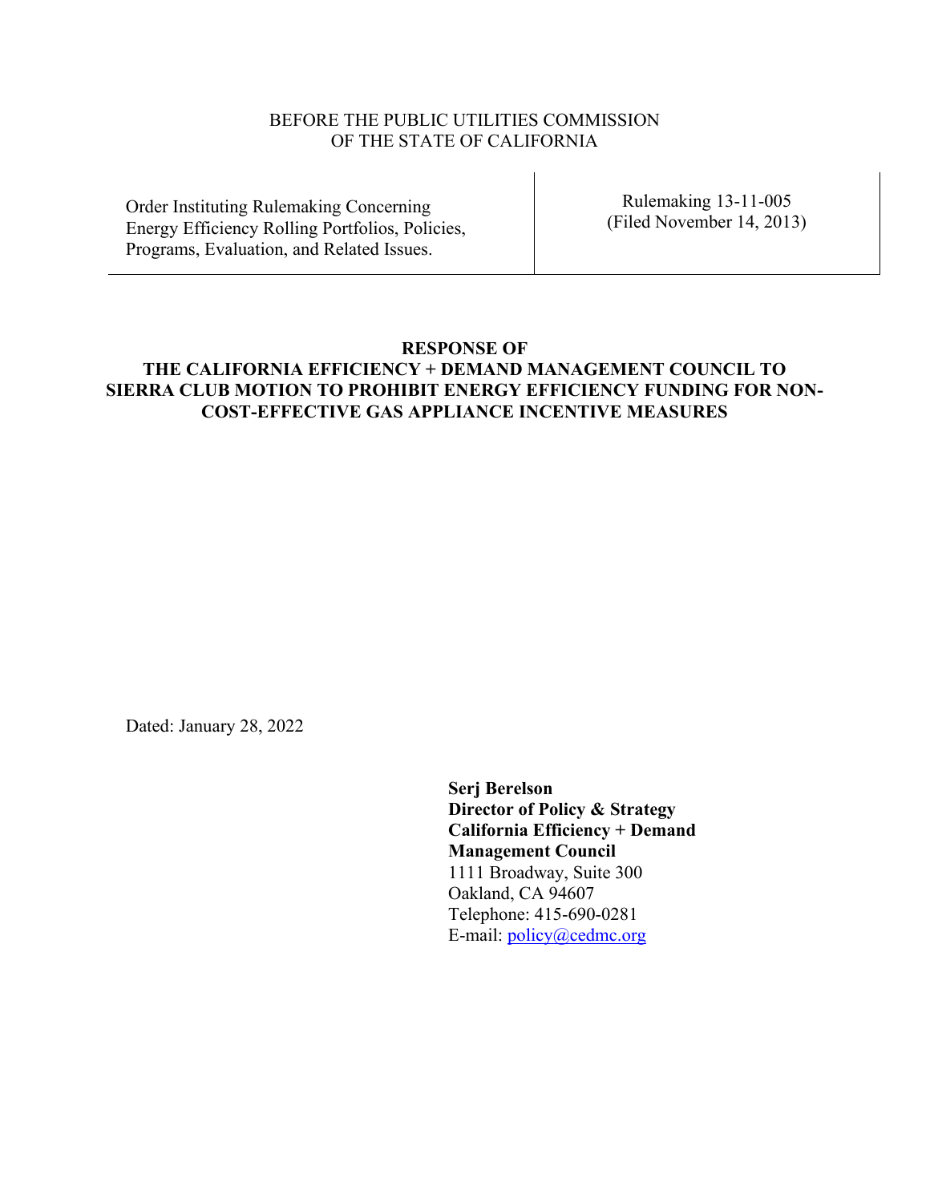BEFORE THE PUBLIC UTILITIES COMMISSION
OF THE STATE OF CALIFORNIA

| Order Instituting Rulemaking Concerning Energy Efficiency Rolling Portfolios, Policies, Programs, Evaluation, and Related Issues. | Rulemaking 13-11-005 (Filed November 14, 2013) |
| --- | --- |

**RESPONSE OF
THE CALIFORNIA EFFICIENCY + DEMAND MANAGEMENT COUNCIL TO SIERRA CLUB MOTION TO PROHIBIT ENERGY EFFICIENCY FUNDING FOR NON-COST-EFFECTIVE GAS APPLIANCE INCENTIVE MEASURES**

Dated: January 28, 2022

**Serj Berelson**
**Director of Policy & Strategy**
**California Efficiency + Demand Management Council**
1111 Broadway, Suite 300
Oakland, CA 94607
Telephone: 415-690-0281
E-mail: policy@cedmc.org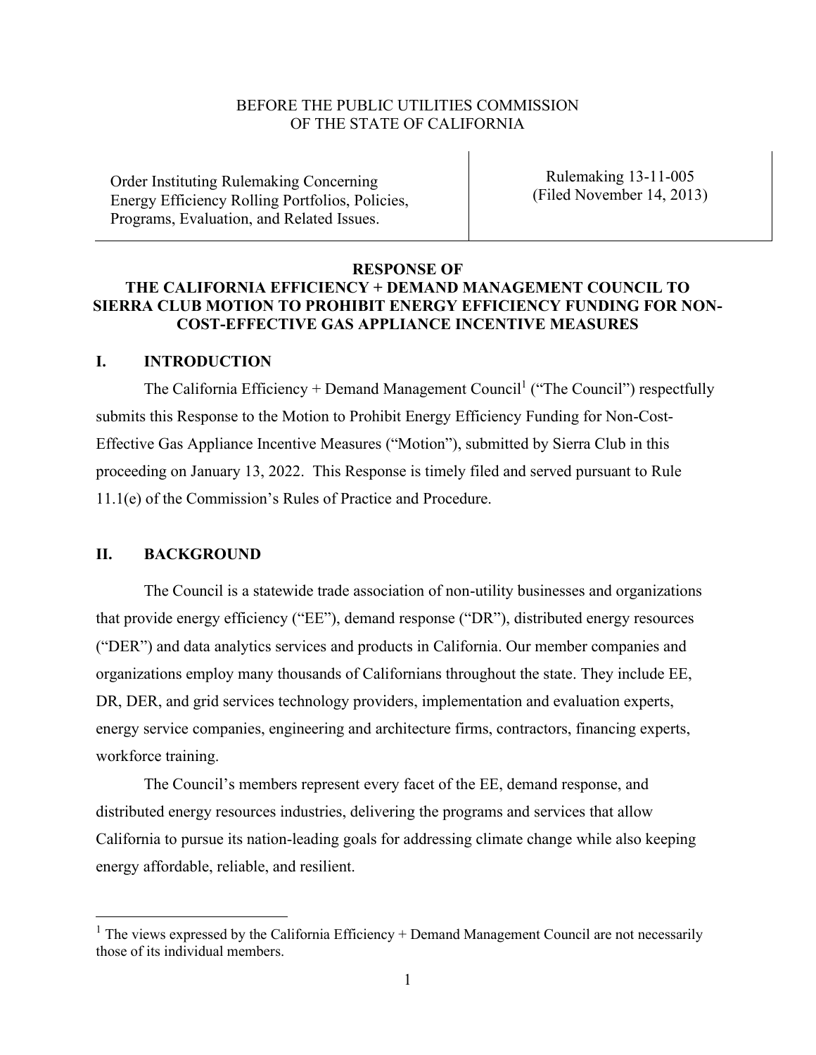BEFORE THE PUBLIC UTILITIES COMMISSION
OF THE STATE OF CALIFORNIA

| Order Instituting Rulemaking Concerning Energy Efficiency Rolling Portfolios, Policies, Programs, Evaluation, and Related Issues. | Rulemaking 13-11-005 (Filed November 14, 2013) |
|---|---|

**RESPONSE OF THE CALIFORNIA EFFICIENCY + DEMAND MANAGEMENT COUNCIL TO SIERRA CLUB MOTION TO PROHIBIT ENERGY EFFICIENCY FUNDING FOR NON-COST-EFFECTIVE GAS APPLIANCE INCENTIVE MEASURES**

## I. INTRODUCTION

The California Efficiency + Demand Management Council[1] ("The Council") respectfully submits this Response to the Motion to Prohibit Energy Efficiency Funding for Non-Cost-Effective Gas Appliance Incentive Measures ("Motion"), submitted by Sierra Club in this proceeding on January 13, 2022. This Response is timely filed and served pursuant to Rule 11.1(e) of the Commission's Rules of Practice and Procedure.

## II. BACKGROUND

The Council is a statewide trade association of non-utility businesses and organizations that provide energy efficiency ("EE"), demand response ("DR"), distributed energy resources ("DER") and data analytics services and products in California. Our member companies and organizations employ many thousands of Californians throughout the state. They include EE, DR, DER, and grid services technology providers, implementation and evaluation experts, energy service companies, engineering and architecture firms, contractors, financing experts, workforce training.

The Council's members represent every facet of the EE, demand response, and distributed energy resources industries, delivering the programs and services that allow California to pursue its nation-leading goals for addressing climate change while also keeping energy affordable, reliable, and resilient.

[1] The views expressed by the California Efficiency + Demand Management Council are not necessarily those of its individual members.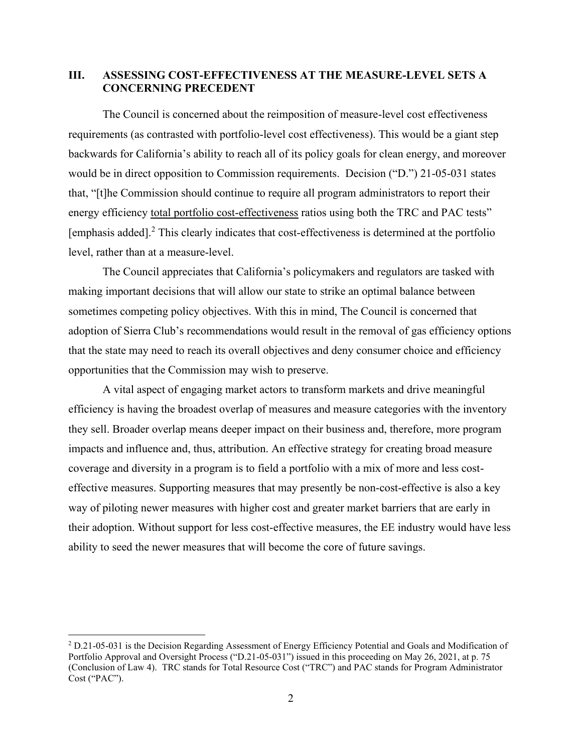## III. ASSESSING COST-EFFECTIVENESS AT THE MEASURE-LEVEL SETS A CONCERNING PRECEDENT

The Council is concerned about the reimposition of measure-level cost effectiveness requirements (as contrasted with portfolio-level cost effectiveness). This would be a giant step backwards for California's ability to reach all of its policy goals for clean energy, and moreover would be in direct opposition to Commission requirements. Decision ("D.") 21-05-031 states that, "[t]he Commission should continue to require all program administrators to report their energy efficiency <u>total portfolio cost-effectiveness</u> ratios using both the TRC and PAC tests" [emphasis added].[2] This clearly indicates that cost-effectiveness is determined at the portfolio level, rather than at a measure-level.

The Council appreciates that California's policymakers and regulators are tasked with making important decisions that will allow our state to strike an optimal balance between sometimes competing policy objectives. With this in mind, The Council is concerned that adoption of Sierra Club's recommendations would result in the removal of gas efficiency options that the state may need to reach its overall objectives and deny consumer choice and efficiency opportunities that the Commission may wish to preserve.

A vital aspect of engaging market actors to transform markets and drive meaningful efficiency is having the broadest overlap of measures and measure categories with the inventory they sell. Broader overlap means deeper impact on their business and, therefore, more program impacts and influence and, thus, attribution. An effective strategy for creating broad measure coverage and diversity in a program is to field a portfolio with a mix of more and less cost-effective measures. Supporting measures that may presently be non-cost-effective is also a key way of piloting newer measures with higher cost and greater market barriers that are early in their adoption. Without support for less cost-effective measures, the EE industry would have less ability to seed the newer measures that will become the core of future savings.

---

[2] D.21-05-031 is the Decision Regarding Assessment of Energy Efficiency Potential and Goals and Modification of Portfolio Approval and Oversight Process ("D.21-05-031") issued in this proceeding on May 26, 2021, at p. 75 (Conclusion of Law 4). TRC stands for Total Resource Cost ("TRC") and PAC stands for Program Administrator Cost ("PAC").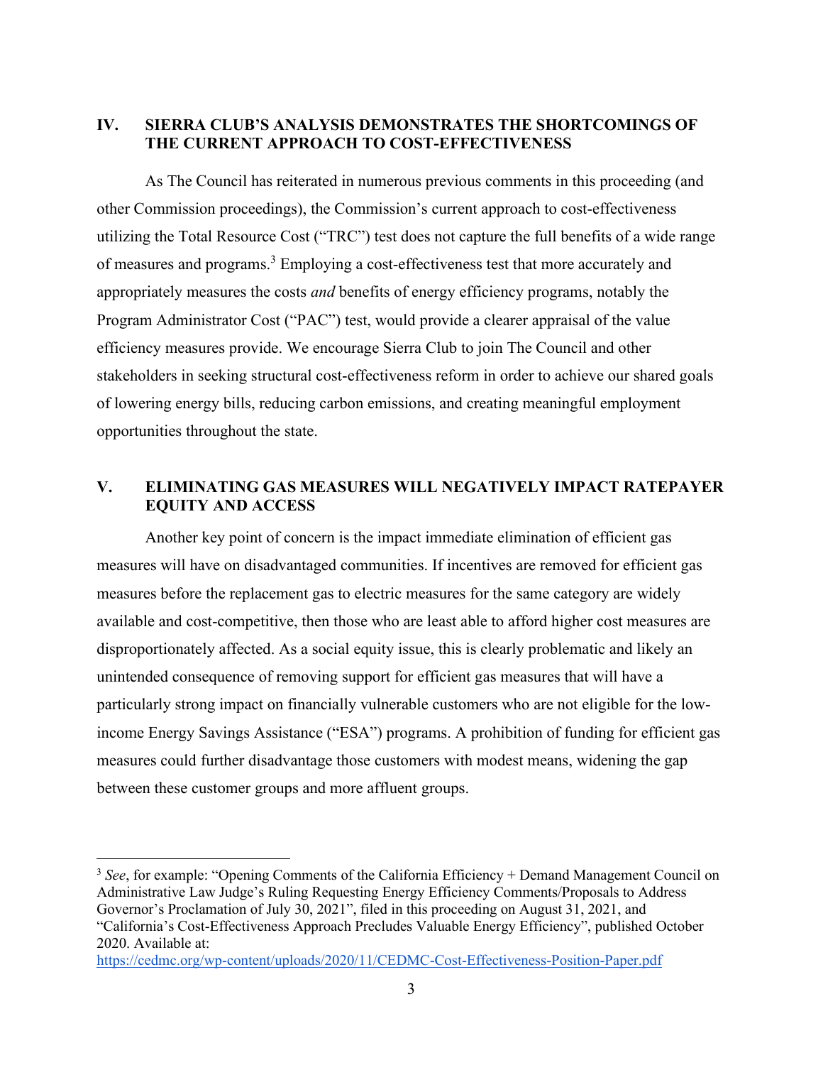## IV. SIERRA CLUB'S ANALYSIS DEMONSTRATES THE SHORTCOMINGS OF THE CURRENT APPROACH TO COST-EFFECTIVENESS

As The Council has reiterated in numerous previous comments in this proceeding (and other Commission proceedings), the Commission's current approach to cost-effectiveness utilizing the Total Resource Cost ("TRC") test does not capture the full benefits of a wide range of measures and programs.[3] Employing a cost-effectiveness test that more accurately and appropriately measures the costs *and* benefits of energy efficiency programs, notably the Program Administrator Cost ("PAC") test, would provide a clearer appraisal of the value efficiency measures provide. We encourage Sierra Club to join The Council and other stakeholders in seeking structural cost-effectiveness reform in order to achieve our shared goals of lowering energy bills, reducing carbon emissions, and creating meaningful employment opportunities throughout the state.

## V. ELIMINATING GAS MEASURES WILL NEGATIVELY IMPACT RATEPAYER EQUITY AND ACCESS

Another key point of concern is the impact immediate elimination of efficient gas measures will have on disadvantaged communities. If incentives are removed for efficient gas measures before the replacement gas to electric measures for the same category are widely available and cost-competitive, then those who are least able to afford higher cost measures are disproportionately affected. As a social equity issue, this is clearly problematic and likely an unintended consequence of removing support for efficient gas measures that will have a particularly strong impact on financially vulnerable customers who are not eligible for the low-income Energy Savings Assistance ("ESA") programs. A prohibition of funding for efficient gas measures could further disadvantage those customers with modest means, widening the gap between these customer groups and more affluent groups.

---

[3] *See*, for example: "Opening Comments of the California Efficiency + Demand Management Council on Administrative Law Judge's Ruling Requesting Energy Efficiency Comments/Proposals to Address Governor's Proclamation of July 30, 2021", filed in this proceeding on August 31, 2021, and "California's Cost-Effectiveness Approach Precludes Valuable Energy Efficiency", published October 2020. Available at: https://cedmc.org/wp-content/uploads/2020/11/CEDMC-Cost-Effectiveness-Position-Paper.pdf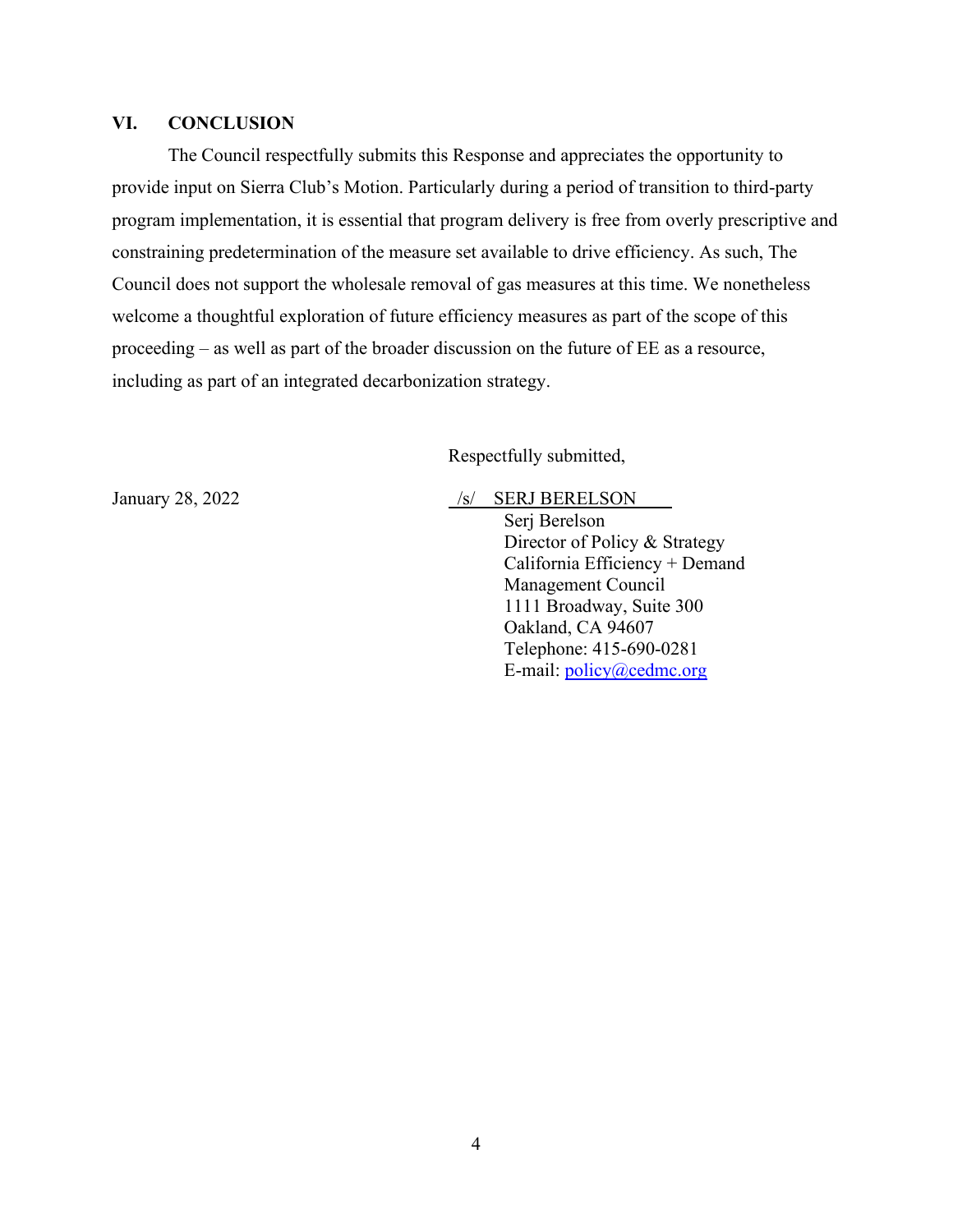## VI. CONCLUSION

The Council respectfully submits this Response and appreciates the opportunity to provide input on Sierra Club's Motion. Particularly during a period of transition to third-party program implementation, it is essential that program delivery is free from overly prescriptive and constraining predetermination of the measure set available to drive efficiency. As such, The Council does not support the wholesale removal of gas measures at this time. We nonetheless welcome a thoughtful exploration of future efficiency measures as part of the scope of this proceeding – as well as part of the broader discussion on the future of EE as a resource, including as part of an integrated decarbonization strategy.

Respectfully submitted,

January 28, 2022

/s/ SERJ BERELSON

Serj Berelson
Director of Policy & Strategy
California Efficiency + Demand Management Council
1111 Broadway, Suite 300
Oakland, CA 94607
Telephone: 415-690-0281
E-mail: policy@cedmc.org